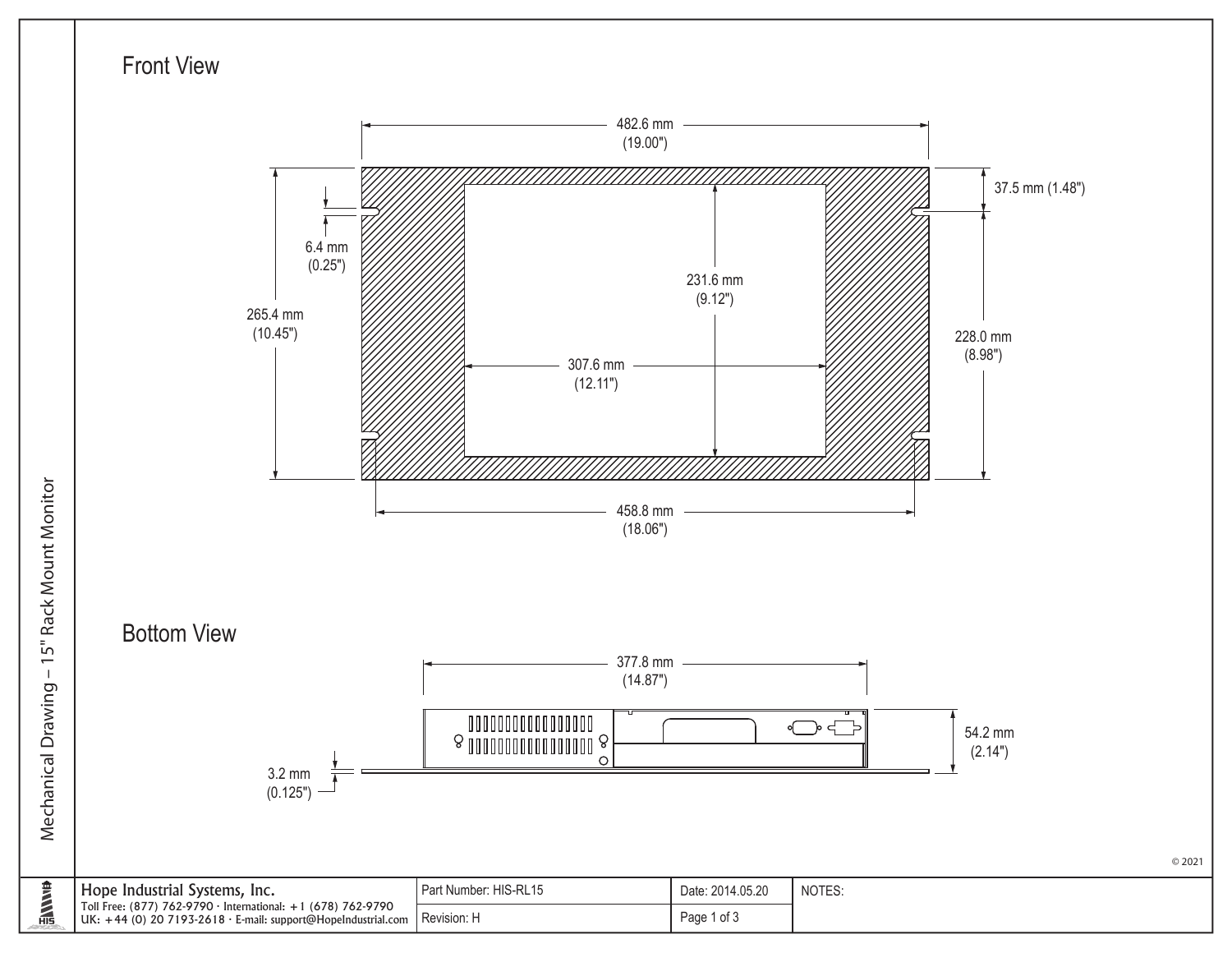# Mechanical Drawing – 15" Rack Mount Monitor

## Front View

482.6 mm (19.00")

37.5 mm (1.48")

6.4 mm (0.25")

231.6 mm (9.12")

265.4 mm (10.45")

228.0 mm (8.98")

307.6 mm (12.11")

458.8 mm (18.06")

## Bottom View

377.8 mm (14.87")

54.2 mm (2.14")

3.2 mm (0.125")

© 2021

| Hope Industrial Systems, Inc.<br>Toll Free: (877) 762-9790 · International: +1 (678) 762-9790<br>UK: +44 (0) 20 7193-2618 · E-mail: support@HopeIndustrial.com | Part Number: HIS-RL15 | Date: 2014.05.20 | NOTES: |
| --- | --- | --- | --- |
| | Revision: H | Page 1 of 3 | |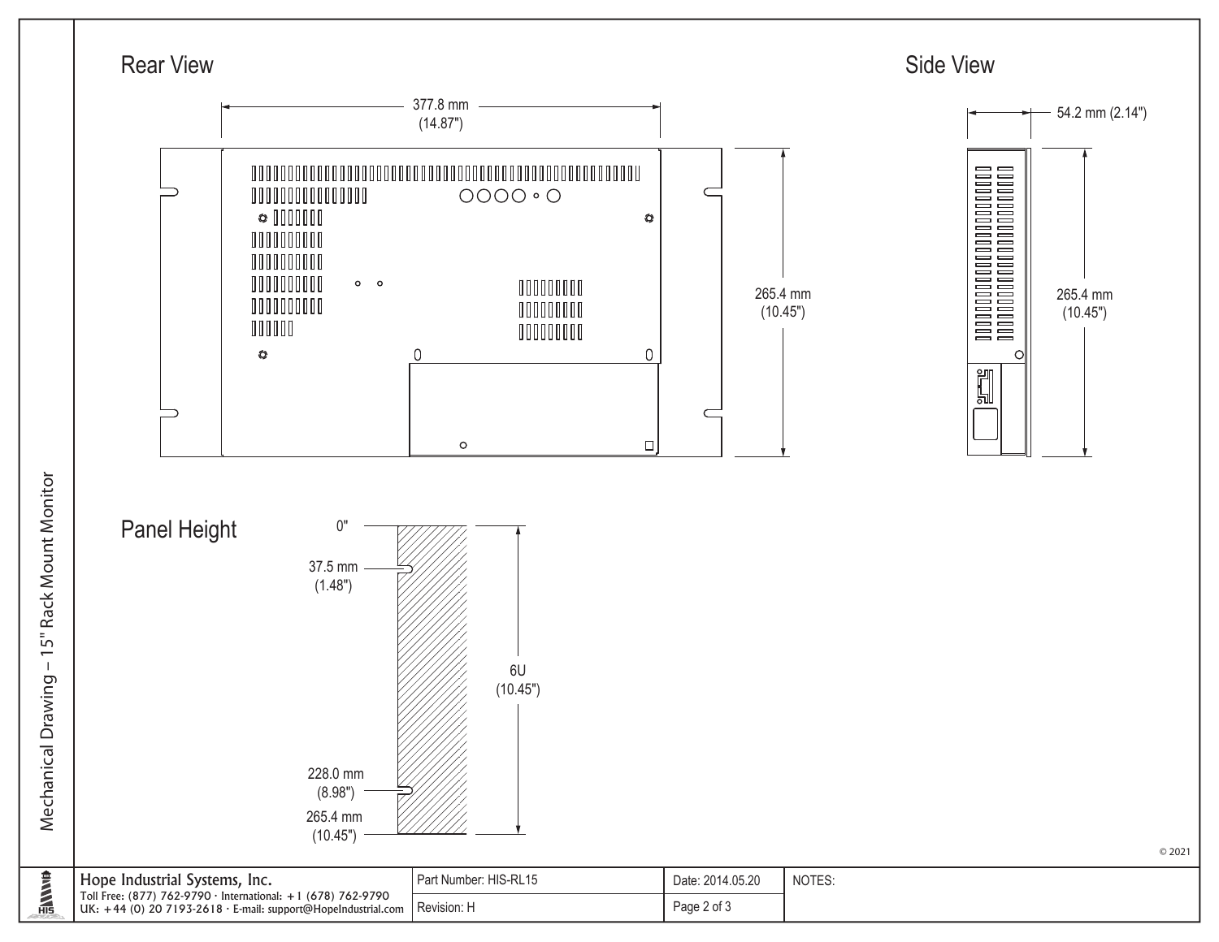# Mechanical Drawing – 15" Rack Mount Monitor

## Rear View

377.8 mm (14.87")

265.4 mm (10.45")

## Side View

54.2 mm (2.14")

265.4 mm (10.45")

## Panel Height

0"

37.5 mm (1.48")

6U (10.45")

228.0 mm (8.98")

265.4 mm (10.45")

© 2021

| Hope Industrial Systems, Inc. Toll Free: (877) 762-9790 · International: +1 (678) 762-9790 UK: +44 (0) 20 7193-2618 · E-mail: support@HopeIndustrial.com | Part Number: HIS-RL15 | Date: 2014.05.20 | NOTES: |
| --- | --- | --- | --- |
| | Revision: H | Page 2 of 3 | |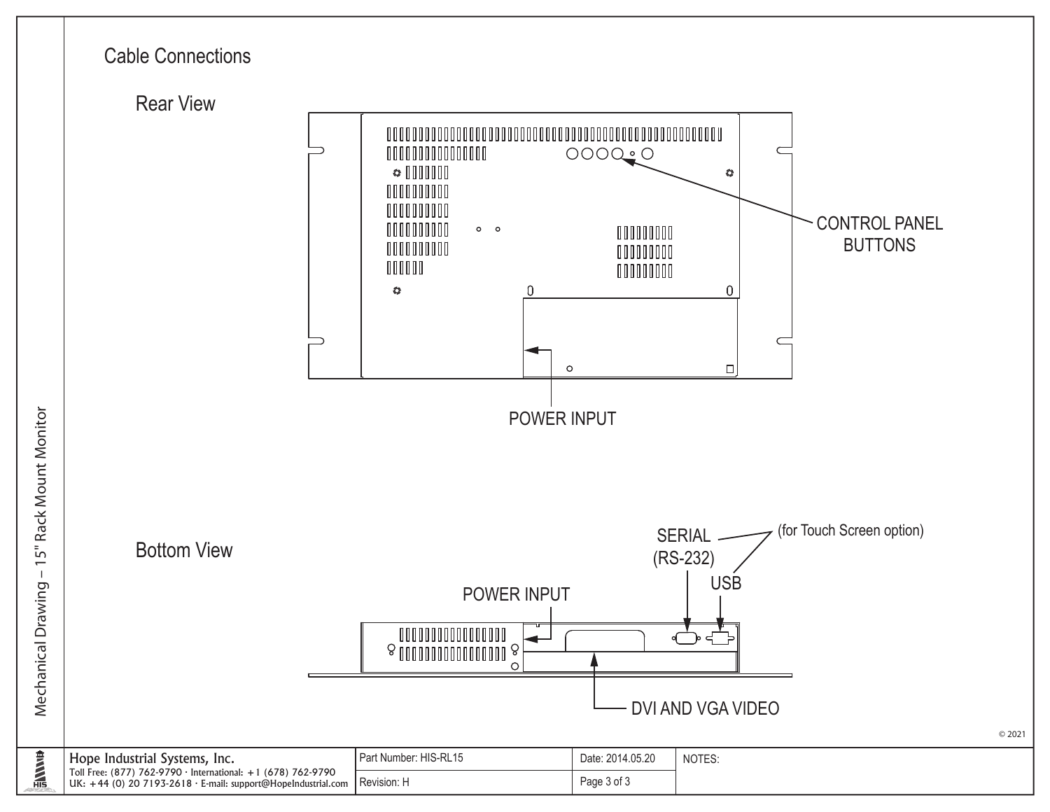# Cable Connections

## Rear View

CONTROL PANEL BUTTONS

POWER INPUT

## Bottom View

SERIAL (RS-232)

(for Touch Screen option)

USB

POWER INPUT

DVI AND VGA VIDEO

© 2021

Mechanical Drawing – 15" Rack Mount Monitor

| | | | |
|---|---|---|---|
| Hope Industrial Systems, Inc. Toll Free: (877) 762-9790 · International: +1 (678) 762-9790 UK: +44 (0) 20 7193-2618 · E-mail: support@HopeIndustrial.com | Part Number: HIS-RL15 | Date: 2014.05.20 | NOTES: |
| | Revision: H | Page 3 of 3 | |